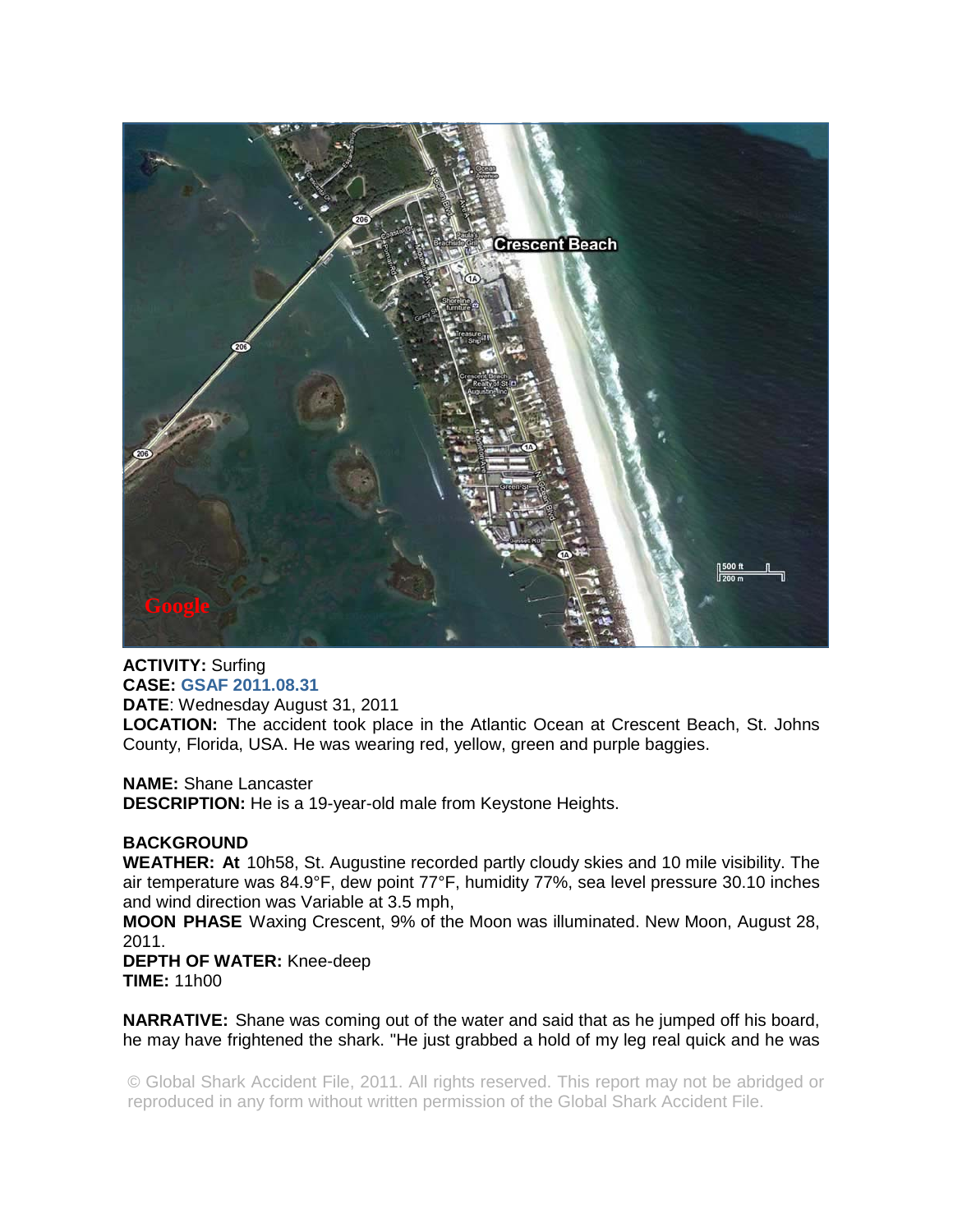**ACTIVITY:** Surfing
**CASE:** **GSAF 2011.08.31**
**DATE**: Wednesday August 31, 2011
**LOCATION:** The accident took place in the Atlantic Ocean at Crescent Beach, St. Johns County, Florida, USA. He was wearing red, yellow, green and purple baggies.

**NAME:** Shane Lancaster
**DESCRIPTION:** He is a 19-year-old male from Keystone Heights.

**BACKGROUND**
**WEATHER:** **At** 10h58, St. Augustine recorded partly cloudy skies and 10 mile visibility. The air temperature was 84.9°F, dew point 77°F, humidity 77%, sea level pressure 30.10 inches and wind direction was Variable at 3.5 mph,
**MOON PHASE** Waxing Crescent, 9% of the Moon was illuminated. New Moon, August 28, 2011.
**DEPTH OF WATER:** Knee-deep
**TIME:** 11h00

**NARRATIVE:** Shane was coming out of the water and said that as he jumped off his board, he may have frightened the shark. "He just grabbed a hold of my leg real quick and he was

© Global Shark Accident File, 2011. All rights reserved. This report may not be abridged or reproduced in any form without written permission of the Global Shark Accident File.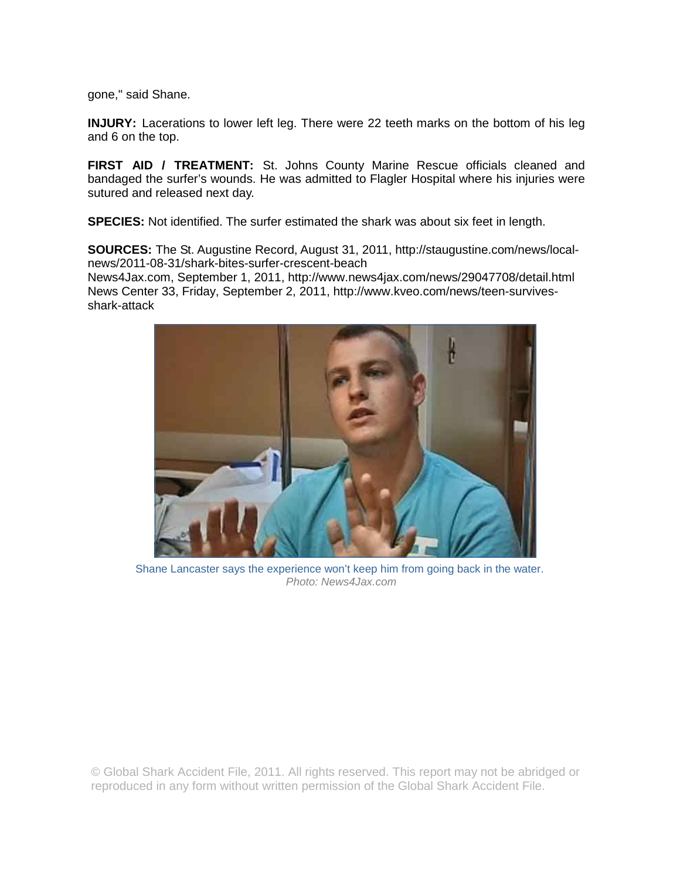gone," said Shane.

**INJURY:** Lacerations to lower left leg. There were 22 teeth marks on the bottom of his leg and 6 on the top.

**FIRST AID / TREATMENT:** St. Johns County Marine Rescue officials cleaned and bandaged the surfer's wounds. He was admitted to Flagler Hospital where his injuries were sutured and released next day.

**SPECIES:** Not identified. The surfer estimated the shark was about six feet in length.

**SOURCES:** The St. Augustine Record, August 31, 2011, http://staugustine.com/news/local-news/2011-08-31/shark-bites-surfer-crescent-beach
News4Jax.com, September 1, 2011, http://www.news4jax.com/news/29047708/detail.html
News Center 33, Friday, September 2, 2011, http://www.kveo.com/news/teen-survives-shark-attack

Shane Lancaster says the experience won't keep him from going back in the water.
*Photo: News4Jax.com*

© Global Shark Accident File, 2011. All rights reserved. This report may not be abridged or reproduced in any form without written permission of the Global Shark Accident File.